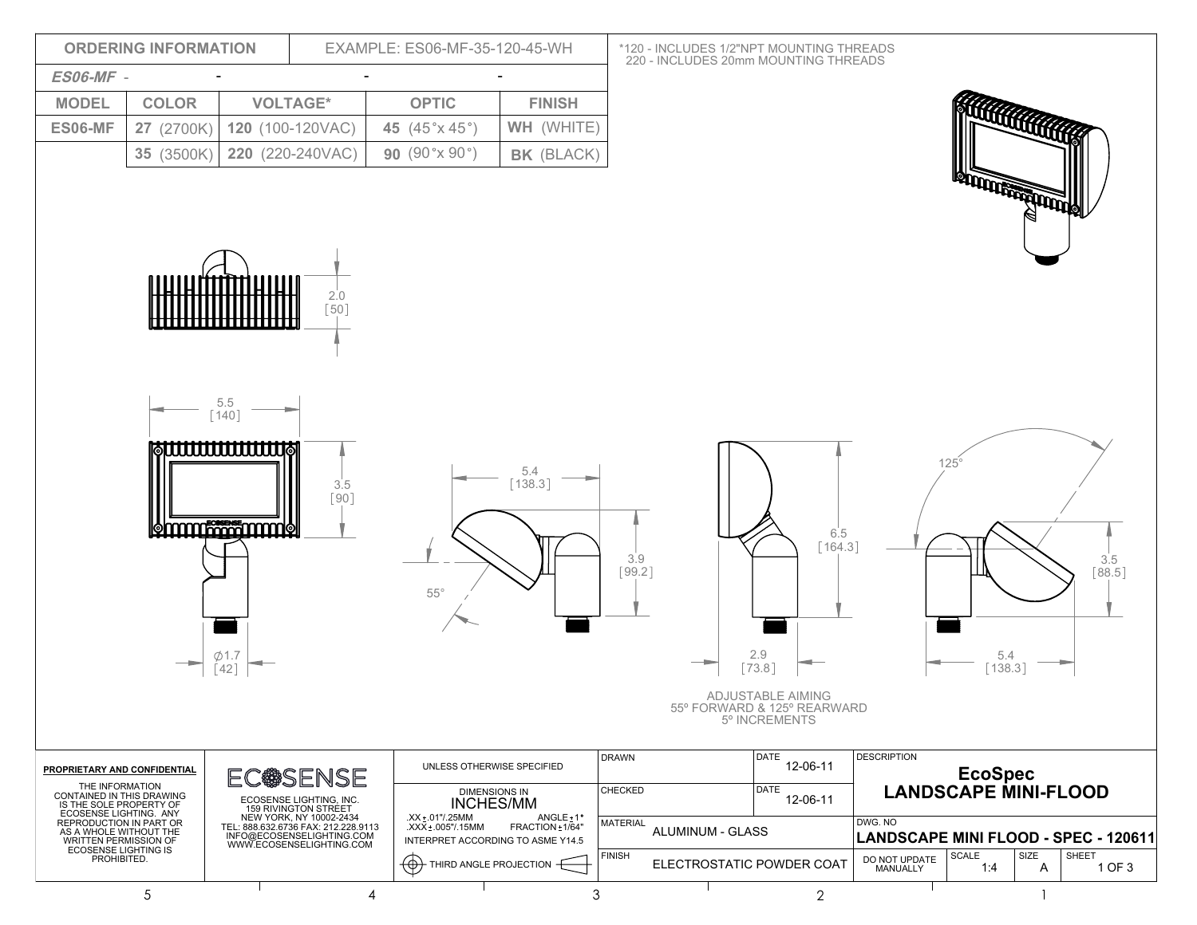| ORDERING INFORMATION | | EXAMPLE: ES06-MF-35-120-45-WH | | |
|---|---|---|---|---|
| *ES06-MF* - | - | - | - | |
| MODEL | COLOR | VOLTAGE* | OPTIC | FINISH |
| ES06-MF | **27** (2700K) | **120** (100-120VAC) | **45** (45°x 45°) | **WH** (WHITE) |
| | **35** (3500K) | **220** (220-240VAC) | **90** (90°x 90°) | **BK** (BLACK) |

*120 - INCLUDES 1/2"NPT MOUNTING THREADS
220 - INCLUDES 20mm MOUNTING THREADS

2.0 [50]

5.5 [140]

3.5 [90]

⌀1.7 [42]

5.4 [138.3]

3.9 [99.2]

55°

6.5 [164.3]

2.9 [73.8]

125°

3.5 [88.5]

5.4 [138.3]

ADJUSTABLE AIMING
55º FORWARD & 125º REARWARD
5º INCREMENTS

**PROPRIETARY AND CONFIDENTIAL**

THE INFORMATION CONTAINED IN THIS DRAWING IS THE SOLE PROPERTY OF ECOSENSE LIGHTING. ANY REPRODUCTION IN PART OR AS A WHOLE WITHOUT THE WRITTEN PERMISSION OF ECOSENSE LIGHTING IS PROHIBITED.

ECOSENSE

ECOSENSE LIGHTING, INC.
159 RIVINGTON STREET
NEW YORK, NY 10002-2434
TEL: 888.632.6736 FAX: 212.228.9113
INFO@ECOSENSELIGHTING.COM
WWW.ECOSENSELIGHTING.COM

UNLESS OTHERWISE SPECIFIED

DIMENSIONS IN INCHES/MM

.XX ±.01"/.25MM ANGLE ±1°
.XXX ±.005"/.15MM FRACTION ±1/64"
INTERPRET ACCORDING TO ASME Y14.5

THIRD ANGLE PROJECTION

| DRAWN | | DATE 12-06-11 |
|---|---|---|
| CHECKED | | DATE 12-06-11 |
| MATERIAL | ALUMINUM - GLASS | |
| FINISH | ELECTROSTATIC POWDER COAT | |

DESCRIPTION

**EcoSpec**
**LANDSCAPE MINI-FLOOD**

DWG. NO
**LANDSCAPE MINI FLOOD - SPEC - 120611**

| DO NOT UPDATE MANUALLY | SCALE 1:4 | SIZE A | SHEET 1 OF 3 |
|---|---|---|---|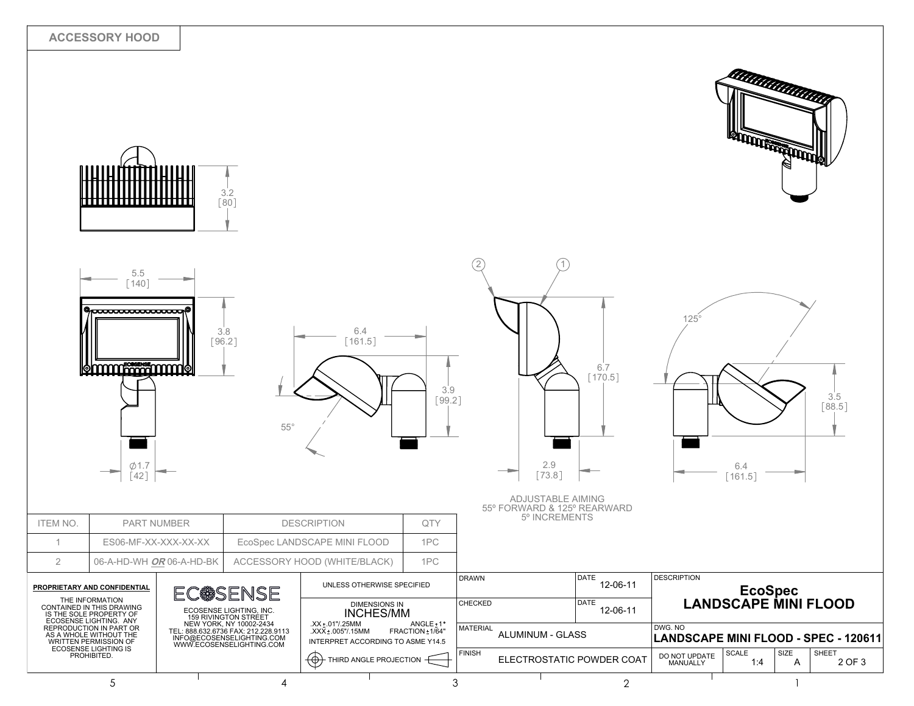## ACCESSORY HOOD

3.2
[80]

5.5
[140]

3.8
[96.2]

∅1.7
[42]

6.4
[161.5]

3.9
[99.2]

55°

6.7
[170.5]

2.9
[73.8]

125°

3.5
[88.5]

6.4
[161.5]

ADJUSTABLE AIMING
55º FORWARD & 125º REARWARD
5º INCREMENTS

| ITEM NO. | PART NUMBER | DESCRIPTION | QTY |
|---|---|---|---|
| 1 | ES06-MF-XX-XXX-XX-XX | EcoSpec LANDSCAPE MINI FLOOD | 1PC |
| 2 | 06-A-HD-WH ***OR*** 06-A-HD-BK | ACCESSORY HOOD (WHITE/BLACK) | 1PC |

**PROPRIETARY AND CONFIDENTIAL**

THE INFORMATION CONTAINED IN THIS DRAWING IS THE SOLE PROPERTY OF ECOSENSE LIGHTING. ANY REPRODUCTION IN PART OR AS A WHOLE WITHOUT THE WRITTEN PERMISSION OF ECOSENSE LIGHTING IS PROHIBITED.

ECOSENSE

ECOSENSE LIGHTING, INC.
159 RIVINGTON STREET
NEW YORK, NY 10002-2434
TEL: 888.632.6736 FAX: 212.228.9113
INFO@ECOSENSELIGHTING.COM
WWW.ECOSENSELIGHTING.COM

UNLESS OTHERWISE SPECIFIED

DIMENSIONS IN
INCHES/MM

.XX ±.01"/.25MM ANGLE ±1°
.XXX ±.005"/.15MM FRACTION ±1/64"
INTERPRET ACCORDING TO ASME Y14.5

THIRD ANGLE PROJECTION

| DRAWN | DATE 12-06-11 |
|---|---|
| CHECKED | DATE 12-06-11 |
| MATERIAL ALUMINUM - GLASS | |
| FINISH ELECTROSTATIC POWDER COAT | |

DESCRIPTION
**EcoSpec LANDSCAPE MINI FLOOD**

DWG. NO
**LANDSCAPE MINI FLOOD - SPEC - 120611**

| DO NOT UPDATE MANUALLY | SCALE 1:4 | SIZE A | SHEET 2 OF 3 |
|---|---|---|---|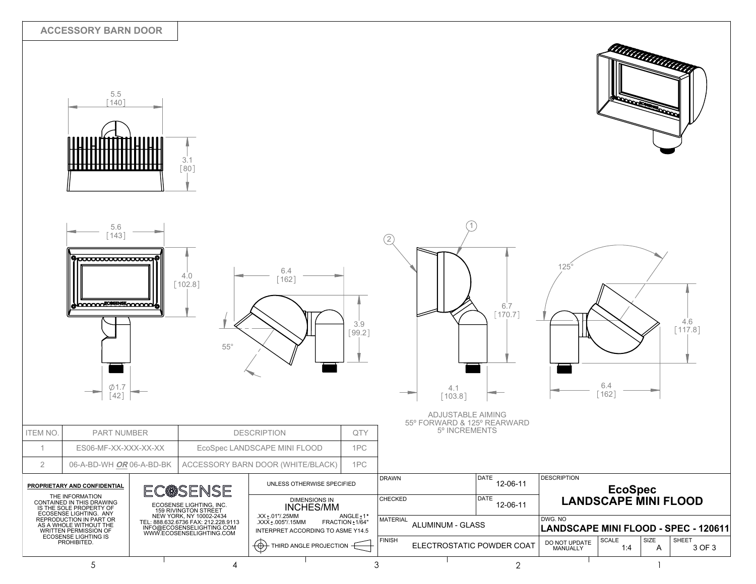## ACCESSORY BARN DOOR

5.5
[140]

3.1
[80]

5.6
[143]

4.0
[102.8]

Ø1.7
[42]

6.4
[162]

3.9
[99.2]

55°

6.7
[170.7]

4.1
[103.8]

125°

4.6
[117.8]

6.4
[162]

ADJUSTABLE AIMING
55º FORWARD & 125º REARWARD
5º INCREMENTS

| ITEM NO. | PART NUMBER | DESCRIPTION | QTY |
|---|---|---|---|
| 1 | ES06-MF-XX-XXX-XX-XX | EcoSpec LANDSCAPE MINI FLOOD | 1PC |
| 2 | 06-A-BD-WH ***OR*** 06-A-BD-BK | ACCESSORY BARN DOOR (WHITE/BLACK) | 1PC |

**PROPRIETARY AND CONFIDENTIAL**

THE INFORMATION CONTAINED IN THIS DRAWING IS THE SOLE PROPERTY OF ECOSENSE LIGHTING. ANY REPRODUCTION IN PART OR AS A WHOLE WITHOUT THE WRITTEN PERMISSION OF ECOSENSE LIGHTING IS PROHIBITED.

ECOSENSE

ECOSENSE LIGHTING, INC.
159 RIVINGTON STREET
NEW YORK, NY 10002-2434
TEL: 888.632.6736 FAX: 212.228.9113
INFO@ECOSENSELIGHTING.COM
WWW.ECOSENSELIGHTING.COM

UNLESS OTHERWISE SPECIFIED

DIMENSIONS IN
INCHES/MM

.XX ±.01"/.25MM ANGLE ±1°
.XXX ±.005"/.15MM FRACTION ±1/64"
INTERPRET ACCORDING TO ASME Y14.5

THIRD ANGLE PROJECTION

| | | | |
|---|---|---|---|
| DRAWN | | DATE | 12-06-11 |
| CHECKED | | DATE | 12-06-11 |
| MATERIAL | ALUMINUM - GLASS | | |
| FINISH | ELECTROSTATIC POWDER COAT | | |

DESCRIPTION
**EcoSpec**
**LANDSCAPE MINI FLOOD**

DWG. NO
**LANDSCAPE MINI FLOOD - SPEC - 120611**

| DO NOT UPDATE MANUALLY | SCALE | SIZE | SHEET |
|---|---|---|---|
| | 1:4 | A | 3 OF 3 |